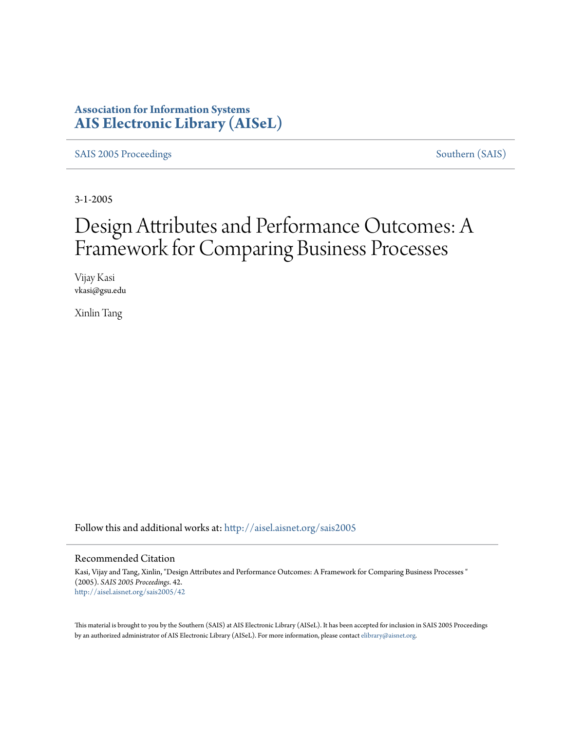**Association for Information Systems**
**AIS Electronic Library (AISeL)**

SAIS 2005 Proceedings | Southern (SAIS)

3-1-2005

# Design Attributes and Performance Outcomes: A Framework for Comparing Business Processes

Vijay Kasi
vkasi@gsu.edu

Xinlin Tang

Follow this and additional works at: http://aisel.aisnet.org/sais2005

## Recommended Citation

Kasi, Vijay and Tang, Xinlin, "Design Attributes and Performance Outcomes: A Framework for Comparing Business Processes " (2005). *SAIS 2005 Proceedings*. 42.
http://aisel.aisnet.org/sais2005/42

This material is brought to you by the Southern (SAIS) at AIS Electronic Library (AISeL). It has been accepted for inclusion in SAIS 2005 Proceedings by an authorized administrator of AIS Electronic Library (AISeL). For more information, please contact elibrary@aisnet.org.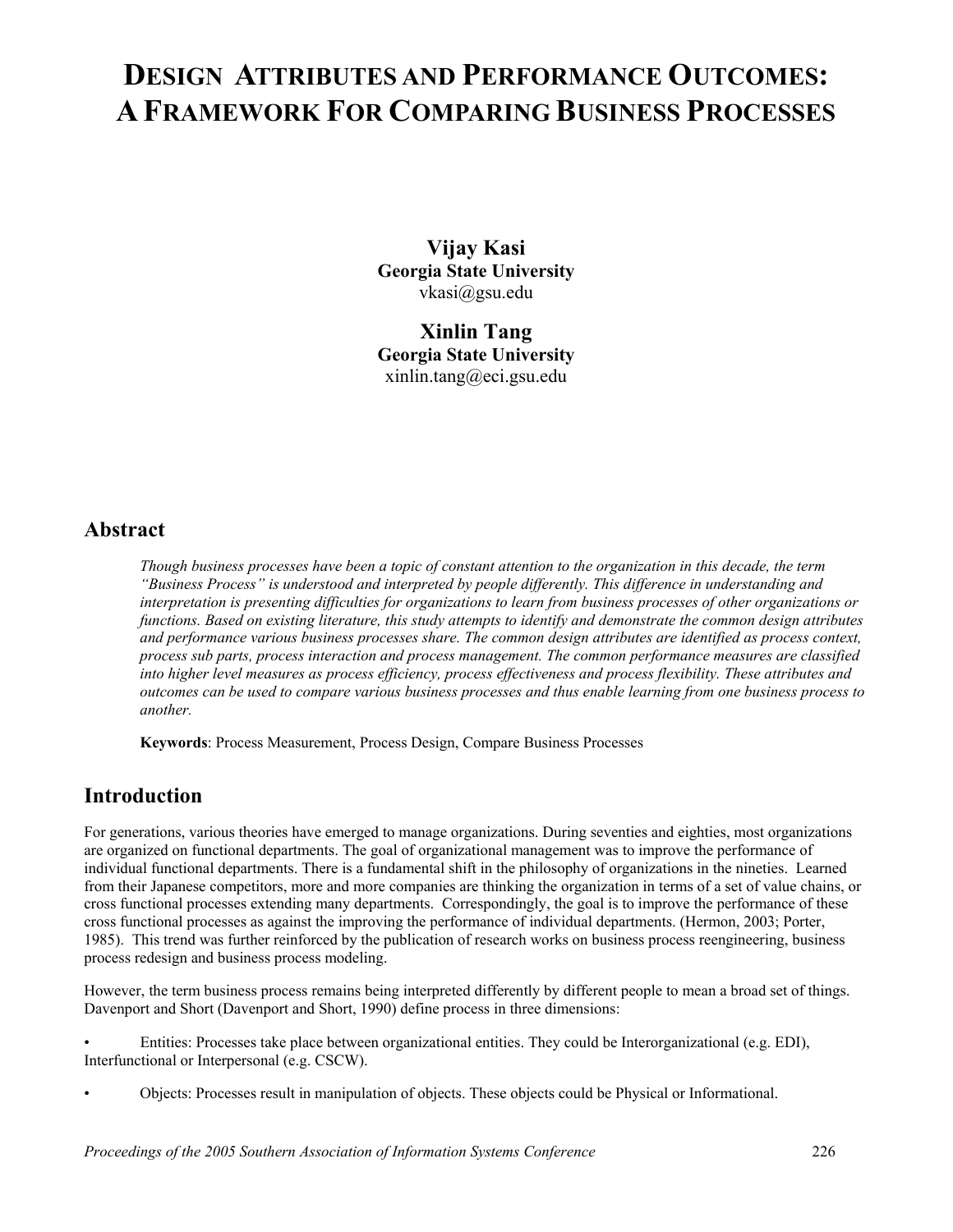# DESIGN ATTRIBUTES AND PERFORMANCE OUTCOMES: A FRAMEWORK FOR COMPARING BUSINESS PROCESSES

**Vijay Kasi**
**Georgia State University**
vkasi@gsu.edu

**Xinlin Tang**
**Georgia State University**
xinlin.tang@eci.gsu.edu

## Abstract

*Though business processes have been a topic of constant attention to the organization in this decade, the term "Business Process" is understood and interpreted by people differently. This difference in understanding and interpretation is presenting difficulties for organizations to learn from business processes of other organizations or functions. Based on existing literature, this study attempts to identify and demonstrate the common design attributes and performance various business processes share. The common design attributes are identified as process context, process sub parts, process interaction and process management. The common performance measures are classified into higher level measures as process efficiency, process effectiveness and process flexibility. These attributes and outcomes can be used to compare various business processes and thus enable learning from one business process to another.*

**Keywords**: Process Measurement, Process Design, Compare Business Processes

## Introduction

For generations, various theories have emerged to manage organizations. During seventies and eighties, most organizations are organized on functional departments. The goal of organizational management was to improve the performance of individual functional departments. There is a fundamental shift in the philosophy of organizations in the nineties. Learned from their Japanese competitors, more and more companies are thinking the organization in terms of a set of value chains, or cross functional processes extending many departments. Correspondingly, the goal is to improve the performance of these cross functional processes as against the improving the performance of individual departments. (Hermon, 2003; Porter, 1985). This trend was further reinforced by the publication of research works on business process reengineering, business process redesign and business process modeling.

However, the term business process remains being interpreted differently by different people to mean a broad set of things. Davenport and Short (Davenport and Short, 1990) define process in three dimensions:

- Entities: Processes take place between organizational entities. They could be Interorganizational (e.g. EDI), Interfunctional or Interpersonal (e.g. CSCW).
- Objects: Processes result in manipulation of objects. These objects could be Physical or Informational.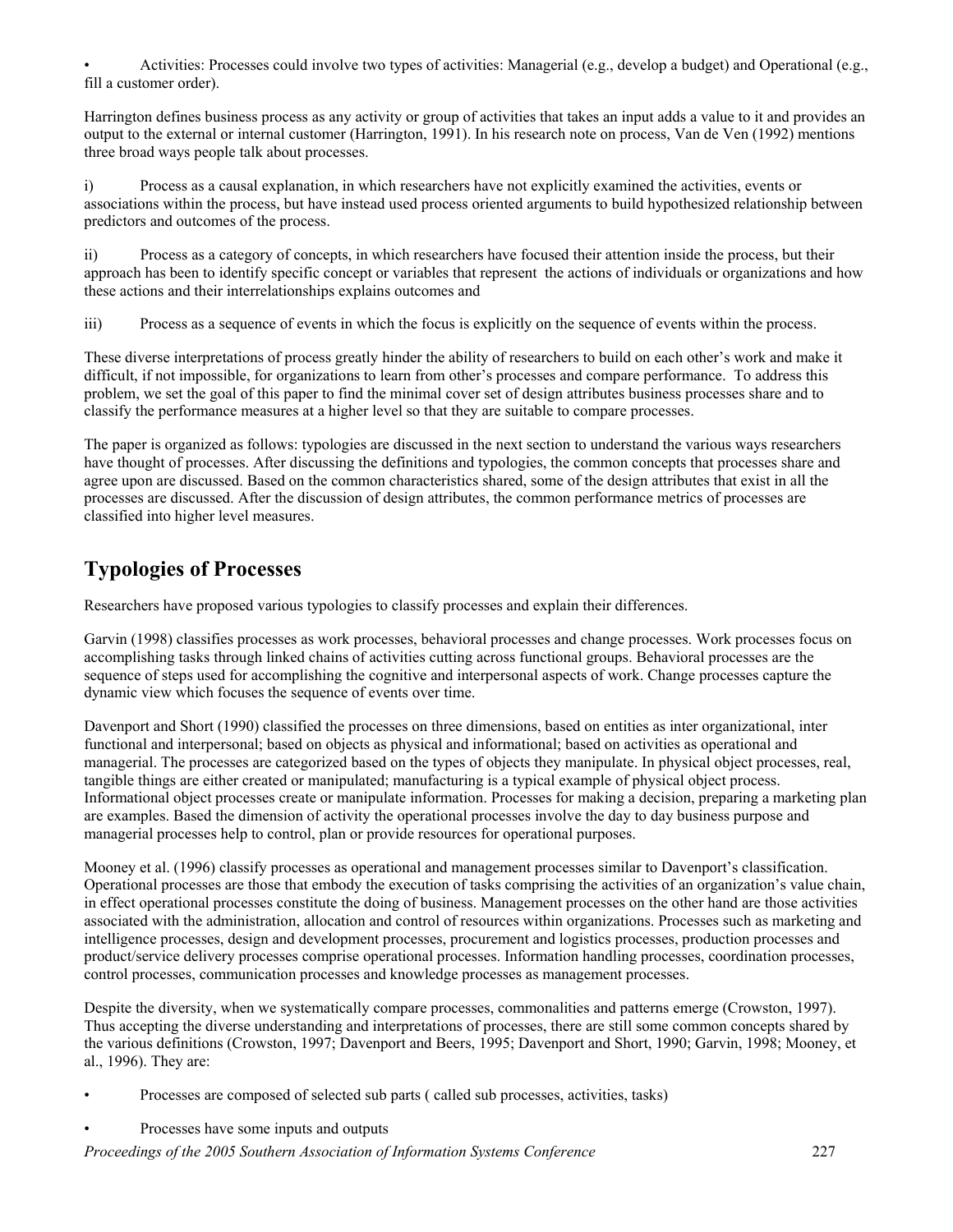- Activities: Processes could involve two types of activities: Managerial (e.g., develop a budget) and Operational (e.g., fill a customer order).

Harrington defines business process as any activity or group of activities that takes an input adds a value to it and provides an output to the external or internal customer (Harrington, 1991). In his research note on process, Van de Ven (1992) mentions three broad ways people talk about processes.

i) Process as a causal explanation, in which researchers have not explicitly examined the activities, events or associations within the process, but have instead used process oriented arguments to build hypothesized relationship between predictors and outcomes of the process.

ii) Process as a category of concepts, in which researchers have focused their attention inside the process, but their approach has been to identify specific concept or variables that represent the actions of individuals or organizations and how these actions and their interrelationships explains outcomes and

iii) Process as a sequence of events in which the focus is explicitly on the sequence of events within the process.

These diverse interpretations of process greatly hinder the ability of researchers to build on each other's work and make it difficult, if not impossible, for organizations to learn from other's processes and compare performance. To address this problem, we set the goal of this paper to find the minimal cover set of design attributes business processes share and to classify the performance measures at a higher level so that they are suitable to compare processes.

The paper is organized as follows: typologies are discussed in the next section to understand the various ways researchers have thought of processes. After discussing the definitions and typologies, the common concepts that processes share and agree upon are discussed. Based on the common characteristics shared, some of the design attributes that exist in all the processes are discussed. After the discussion of design attributes, the common performance metrics of processes are classified into higher level measures.

## Typologies of Processes

Researchers have proposed various typologies to classify processes and explain their differences.

Garvin (1998) classifies processes as work processes, behavioral processes and change processes. Work processes focus on accomplishing tasks through linked chains of activities cutting across functional groups. Behavioral processes are the sequence of steps used for accomplishing the cognitive and interpersonal aspects of work. Change processes capture the dynamic view which focuses the sequence of events over time.

Davenport and Short (1990) classified the processes on three dimensions, based on entities as inter organizational, inter functional and interpersonal; based on objects as physical and informational; based on activities as operational and managerial. The processes are categorized based on the types of objects they manipulate. In physical object processes, real, tangible things are either created or manipulated; manufacturing is a typical example of physical object process. Informational object processes create or manipulate information. Processes for making a decision, preparing a marketing plan are examples. Based the dimension of activity the operational processes involve the day to day business purpose and managerial processes help to control, plan or provide resources for operational purposes.

Mooney et al. (1996) classify processes as operational and management processes similar to Davenport's classification. Operational processes are those that embody the execution of tasks comprising the activities of an organization's value chain, in effect operational processes constitute the doing of business. Management processes on the other hand are those activities associated with the administration, allocation and control of resources within organizations. Processes such as marketing and intelligence processes, design and development processes, procurement and logistics processes, production processes and product/service delivery processes comprise operational processes. Information handling processes, coordination processes, control processes, communication processes and knowledge processes as management processes.

Despite the diversity, when we systematically compare processes, commonalities and patterns emerge (Crowston, 1997). Thus accepting the diverse understanding and interpretations of processes, there are still some common concepts shared by the various definitions (Crowston, 1997; Davenport and Beers, 1995; Davenport and Short, 1990; Garvin, 1998; Mooney, et al., 1996). They are:

- Processes are composed of selected sub parts ( called sub processes, activities, tasks)
- Processes have some inputs and outputs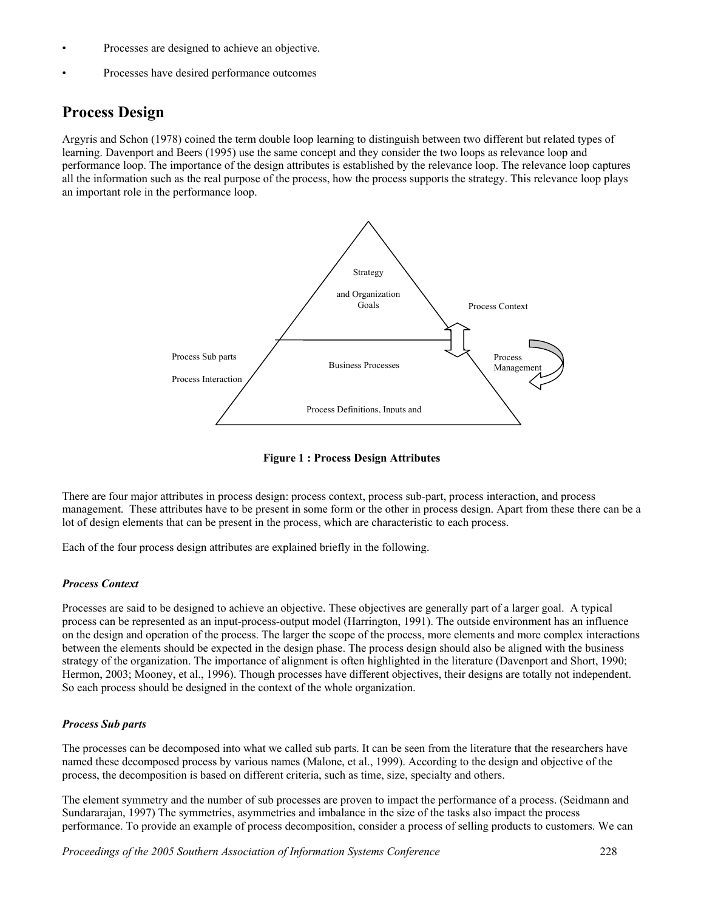- Processes are designed to achieve an objective.
- Processes have desired performance outcomes

## Process Design

Argyris and Schon (1978) coined the term double loop learning to distinguish between two different but related types of learning. Davenport and Beers (1995) use the same concept and they consider the two loops as relevance loop and performance loop. The importance of the design attributes is established by the relevance loop. The relevance loop captures all the information such as the real purpose of the process, how the process supports the strategy. This relevance loop plays an important role in the performance loop.

Strategy

and Organization Goals

Process Context

Process Sub parts

Process Interaction

Business Processes

Process Management

Process Definitions, Inputs and

**Figure 1 : Process Design Attributes**

There are four major attributes in process design: process context, process sub-part, process interaction, and process management. These attributes have to be present in some form or the other in process design. Apart from these there can be a lot of design elements that can be present in the process, which are characteristic to each process.

Each of the four process design attributes are explained briefly in the following.

### *Process Context*

Processes are said to be designed to achieve an objective. These objectives are generally part of a larger goal. A typical process can be represented as an input-process-output model (Harrington, 1991). The outside environment has an influence on the design and operation of the process. The larger the scope of the process, more elements and more complex interactions between the elements should be expected in the design phase. The process design should also be aligned with the business strategy of the organization. The importance of alignment is often highlighted in the literature (Davenport and Short, 1990; Hermon, 2003; Mooney, et al., 1996). Though processes have different objectives, their designs are totally not independent. So each process should be designed in the context of the whole organization.

### *Process Sub parts*

The processes can be decomposed into what we called sub parts. It can be seen from the literature that the researchers have named these decomposed process by various names (Malone, et al., 1999). According to the design and objective of the process, the decomposition is based on different criteria, such as time, size, specialty and others.

The element symmetry and the number of sub processes are proven to impact the performance of a process. (Seidmann and Sundararajan, 1997) The symmetries, asymmetries and imbalance in the size of the tasks also impact the process performance. To provide an example of process decomposition, consider a process of selling products to customers. We can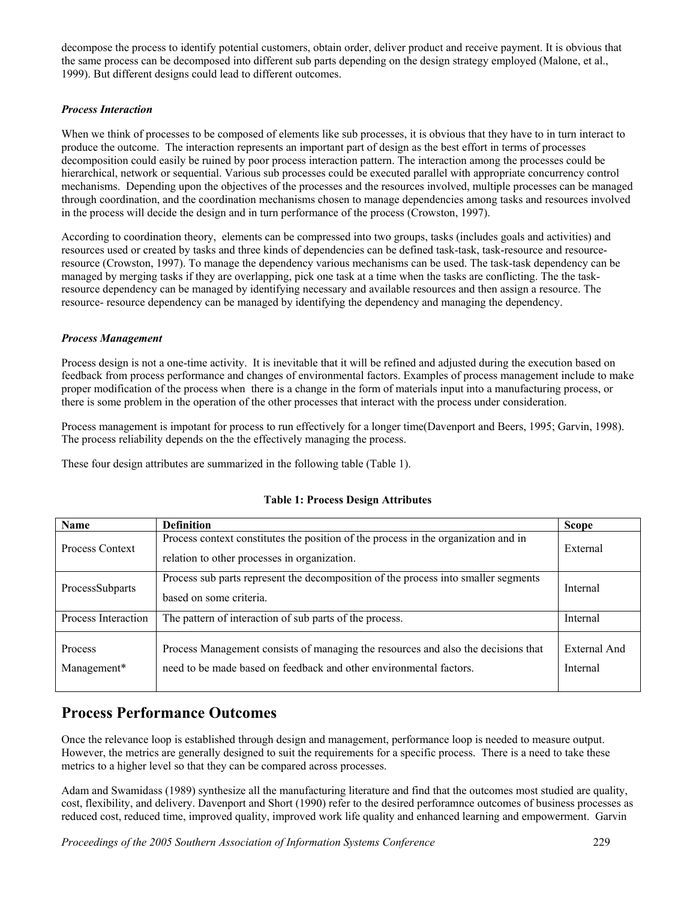decompose the process to identify potential customers, obtain order, deliver product and receive payment. It is obvious that the same process can be decomposed into different sub parts depending on the design strategy employed (Malone, et al., 1999). But different designs could lead to different outcomes.

### *Process Interaction*

When we think of processes to be composed of elements like sub processes, it is obvious that they have to in turn interact to produce the outcome. The interaction represents an important part of design as the best effort in terms of processes decomposition could easily be ruined by poor process interaction pattern. The interaction among the processes could be hierarchical, network or sequential. Various sub processes could be executed parallel with appropriate concurrency control mechanisms. Depending upon the objectives of the processes and the resources involved, multiple processes can be managed through coordination, and the coordination mechanisms chosen to manage dependencies among tasks and resources involved in the process will decide the design and in turn performance of the process (Crowston, 1997).

According to coordination theory, elements can be compressed into two groups, tasks (includes goals and activities) and resources used or created by tasks and three kinds of dependencies can be defined task-task, task-resource and resource-resource (Crowston, 1997). To manage the dependency various mechanisms can be used. The task-task dependency can be managed by merging tasks if they are overlapping, pick one task at a time when the tasks are conflicting. The the task-resource dependency can be managed by identifying necessary and available resources and then assign a resource. The resource- resource dependency can be managed by identifying the dependency and managing the dependency.

### *Process Management*

Process design is not a one-time activity. It is inevitable that it will be refined and adjusted during the execution based on feedback from process performance and changes of environmental factors. Examples of process management include to make proper modification of the process when there is a change in the form of materials input into a manufacturing process, or there is some problem in the operation of the other processes that interact with the process under consideration.

Process management is impotant for process to run effectively for a longer time(Davenport and Beers, 1995; Garvin, 1998). The process reliability depends on the the effectively managing the process.

These four design attributes are summarized in the following table (Table 1).

**Table 1: Process Design Attributes**

| Name | Definition | Scope |
|---|---|---|
| Process Context | Process context constitutes the position of the process in the organization and in relation to other processes in organization. | External |
| ProcessSubparts | Process sub parts represent the decomposition of the process into smaller segments based on some criteria. | Internal |
| Process Interaction | The pattern of interaction of sub parts of the process. | Internal |
| Process Management* | Process Management consists of managing the resources and also the decisions that need to be made based on feedback and other environmental factors. | External And Internal |

## Process Performance Outcomes

Once the relevance loop is established through design and management, performance loop is needed to measure output. However, the metrics are generally designed to suit the requirements for a specific process. There is a need to take these metrics to a higher level so that they can be compared across processes.

Adam and Swamidass (1989) synthesize all the manufacturing literature and find that the outcomes most studied are quality, cost, flexibility, and delivery. Davenport and Short (1990) refer to the desired perforamnce outcomes of business processes as reduced cost, reduced time, improved quality, improved work life quality and enhanced learning and empowerment. Garvin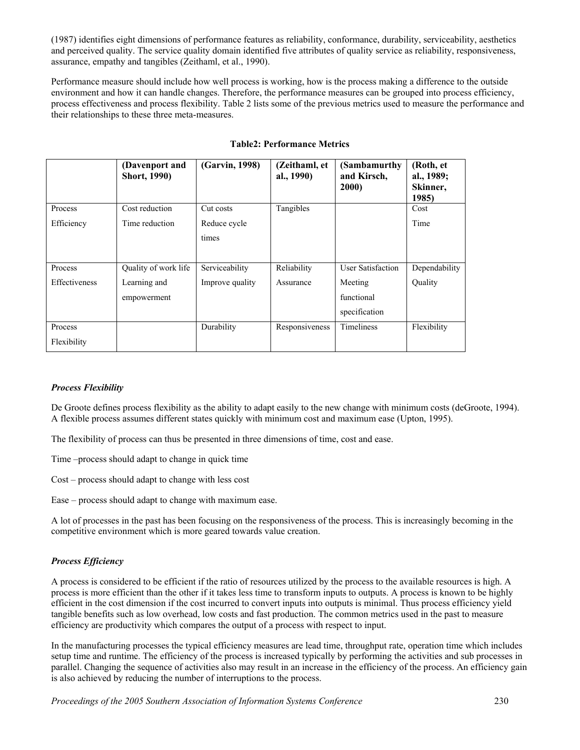(1987) identifies eight dimensions of performance features as reliability, conformance, durability, serviceability, aesthetics and perceived quality. The service quality domain identified five attributes of quality service as reliability, responsiveness, assurance, empathy and tangibles (Zeithaml, et al., 1990).

Performance measure should include how well process is working, how is the process making a difference to the outside environment and how it can handle changes. Therefore, the performance measures can be grouped into process efficiency, process effectiveness and process flexibility. Table 2 lists some of the previous metrics used to measure the performance and their relationships to these three meta-measures.

**Table2: Performance Metrics**

| | **(Davenport and Short, 1990)** | **(Garvin, 1998)** | **(Zeithaml, et al., 1990)** | **(Sambamurthy and Kirsch, 2000)** | **(Roth, et al., 1989; Skinner, 1985)** |
|---|---|---|---|---|---|
| Process Efficiency | Cost reduction<br>Time reduction | Cut costs<br>Reduce cycle times | Tangibles | | Cost<br>Time |
| Process Effectiveness | Quality of work life<br>Learning and empowerment | Serviceability<br>Improve quality | Reliability<br>Assurance | User Satisfaction<br>Meeting functional specification | Dependability<br>Quality |
| Process Flexibility | | Durability | Responsiveness | Timeliness | Flexibility |

### *Process Flexibility*

De Groote defines process flexibility as the ability to adapt easily to the new change with minimum costs (deGroote, 1994). A flexible process assumes different states quickly with minimum cost and maximum ease (Upton, 1995).

The flexibility of process can thus be presented in three dimensions of time, cost and ease.

Time –process should adapt to change in quick time

Cost – process should adapt to change with less cost

Ease – process should adapt to change with maximum ease.

A lot of processes in the past has been focusing on the responsiveness of the process. This is increasingly becoming in the competitive environment which is more geared towards value creation.

### *Process Efficiency*

A process is considered to be efficient if the ratio of resources utilized by the process to the available resources is high. A process is more efficient than the other if it takes less time to transform inputs to outputs. A process is known to be highly efficient in the cost dimension if the cost incurred to convert inputs into outputs is minimal. Thus process efficiency yield tangible benefits such as low overhead, low costs and fast production. The common metrics used in the past to measure efficiency are productivity which compares the output of a process with respect to input.

In the manufacturing processes the typical efficiency measures are lead time, throughput rate, operation time which includes setup time and runtime. The efficiency of the process is increased typically by performing the activities and sub processes in parallel. Changing the sequence of activities also may result in an increase in the efficiency of the process. An efficiency gain is also achieved by reducing the number of interruptions to the process.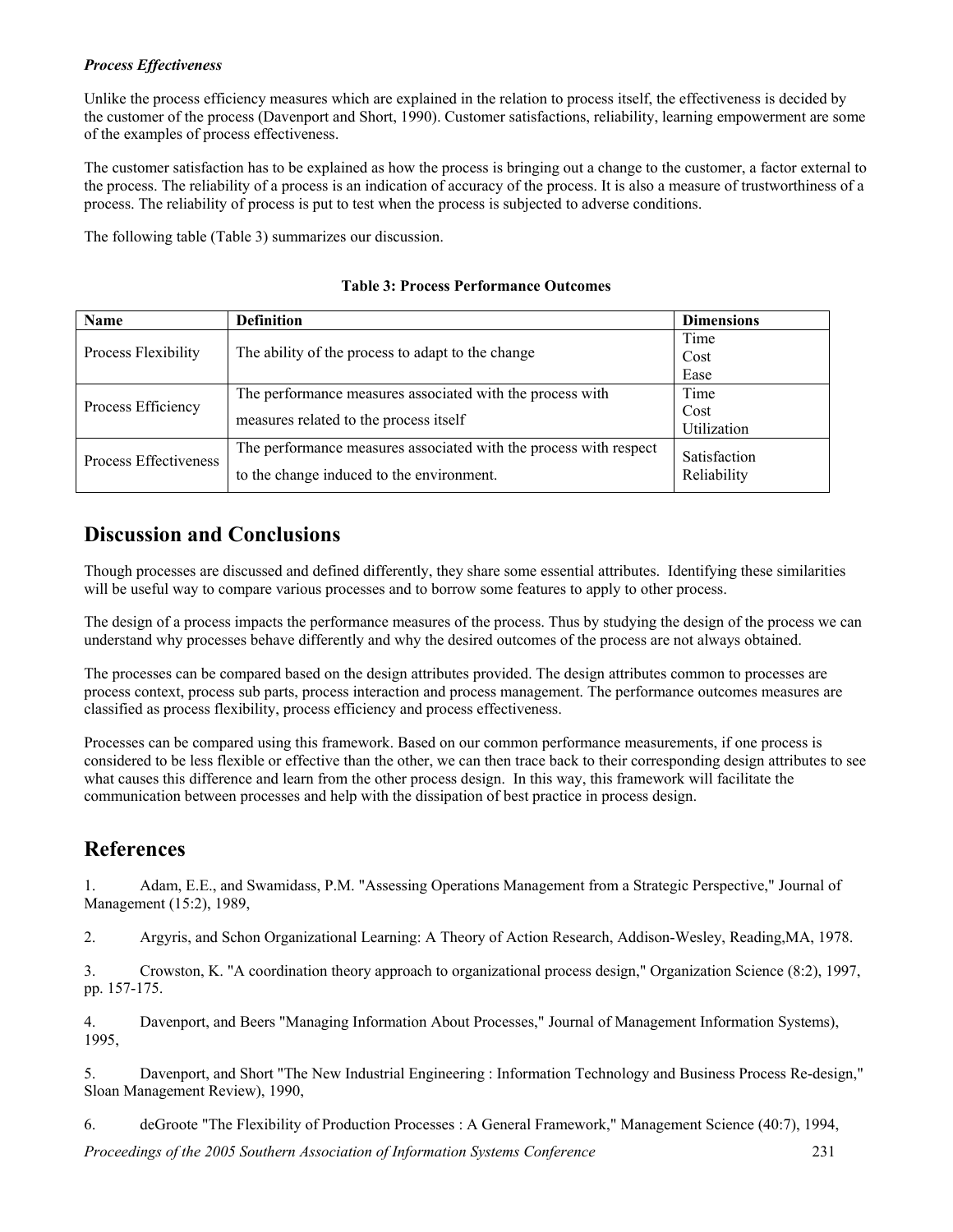***Process Effectiveness***

Unlike the process efficiency measures which are explained in the relation to process itself, the effectiveness is decided by the customer of the process (Davenport and Short, 1990). Customer satisfactions, reliability, learning empowerment are some of the examples of process effectiveness.

The customer satisfaction has to be explained as how the process is bringing out a change to the customer, a factor external to the process. The reliability of a process is an indication of accuracy of the process. It is also a measure of trustworthiness of a process. The reliability of process is put to test when the process is subjected to adverse conditions.

The following table (Table 3) summarizes our discussion.

**Table 3: Process Performance Outcomes**

| **Name** | **Definition** | **Dimensions** |
|---|---|---|
| Process Flexibility | The ability of the process to adapt to the change | Time<br>Cost<br>Ease |
| Process Efficiency | The performance measures associated with the process with measures related to the process itself | Time<br>Cost<br>Utilization |
| Process Effectiveness | The performance measures associated with the process with respect to the change induced to the environment. | Satisfaction<br>Reliability |

## Discussion and Conclusions

Though processes are discussed and defined differently, they share some essential attributes. Identifying these similarities will be useful way to compare various processes and to borrow some features to apply to other process.

The design of a process impacts the performance measures of the process. Thus by studying the design of the process we can understand why processes behave differently and why the desired outcomes of the process are not always obtained.

The processes can be compared based on the design attributes provided. The design attributes common to processes are process context, process sub parts, process interaction and process management. The performance outcomes measures are classified as process flexibility, process efficiency and process effectiveness.

Processes can be compared using this framework. Based on our common performance measurements, if one process is considered to be less flexible or effective than the other, we can then trace back to their corresponding design attributes to see what causes this difference and learn from the other process design. In this way, this framework will facilitate the communication between processes and help with the dissipation of best practice in process design.

## References

1. Adam, E.E., and Swamidass, P.M. "Assessing Operations Management from a Strategic Perspective," Journal of Management (15:2), 1989,

2. Argyris, and Schon Organizational Learning: A Theory of Action Research, Addison-Wesley, Reading,MA, 1978.

3. Crowston, K. "A coordination theory approach to organizational process design," Organization Science (8:2), 1997, pp. 157-175.

4. Davenport, and Beers "Managing Information About Processes," Journal of Management Information Systems), 1995,

5. Davenport, and Short "The New Industrial Engineering : Information Technology and Business Process Re-design," Sloan Management Review), 1990,

6. deGroote "The Flexibility of Production Processes : A General Framework," Management Science (40:7), 1994,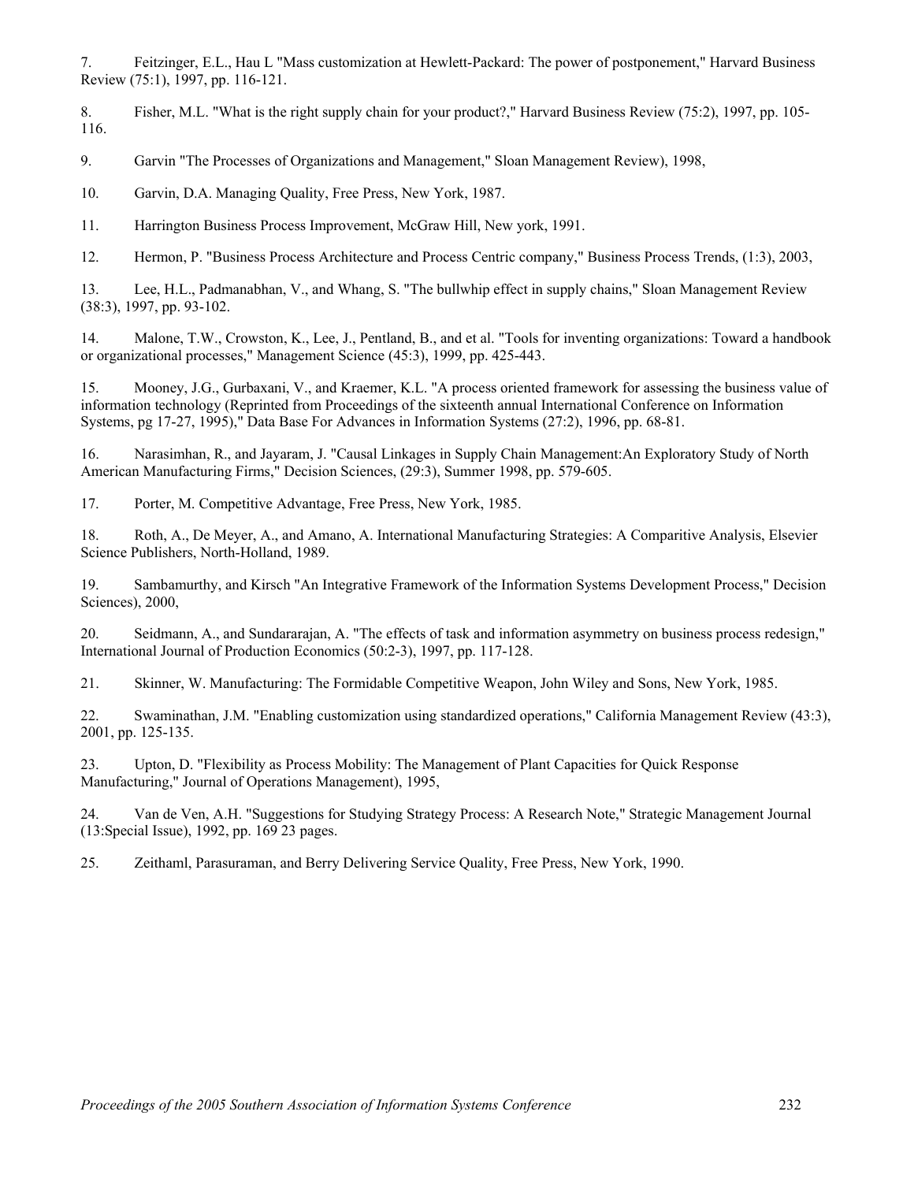7. Feitzinger, E.L., Hau L "Mass customization at Hewlett-Packard: The power of postponement," Harvard Business Review (75:1), 1997, pp. 116-121.

8. Fisher, M.L. "What is the right supply chain for your product?," Harvard Business Review (75:2), 1997, pp. 105-116.

9. Garvin "The Processes of Organizations and Management," Sloan Management Review), 1998,

10. Garvin, D.A. Managing Quality, Free Press, New York, 1987.

11. Harrington Business Process Improvement, McGraw Hill, New york, 1991.

12. Hermon, P. "Business Process Architecture and Process Centric company," Business Process Trends, (1:3), 2003,

13. Lee, H.L., Padmanabhan, V., and Whang, S. "The bullwhip effect in supply chains," Sloan Management Review (38:3), 1997, pp. 93-102.

14. Malone, T.W., Crowston, K., Lee, J., Pentland, B., and et al. "Tools for inventing organizations: Toward a handbook or organizational processes," Management Science (45:3), 1999, pp. 425-443.

15. Mooney, J.G., Gurbaxani, V., and Kraemer, K.L. "A process oriented framework for assessing the business value of information technology (Reprinted from Proceedings of the sixteenth annual International Conference on Information Systems, pg 17-27, 1995)," Data Base For Advances in Information Systems (27:2), 1996, pp. 68-81.

16. Narasimhan, R., and Jayaram, J. "Causal Linkages in Supply Chain Management:An Exploratory Study of North American Manufacturing Firms," Decision Sciences, (29:3), Summer 1998, pp. 579-605.

17. Porter, M. Competitive Advantage, Free Press, New York, 1985.

18. Roth, A., De Meyer, A., and Amano, A. International Manufacturing Strategies: A Comparitive Analysis, Elsevier Science Publishers, North-Holland, 1989.

19. Sambamurthy, and Kirsch "An Integrative Framework of the Information Systems Development Process," Decision Sciences), 2000,

20. Seidmann, A., and Sundararajan, A. "The effects of task and information asymmetry on business process redesign," International Journal of Production Economics (50:2-3), 1997, pp. 117-128.

21. Skinner, W. Manufacturing: The Formidable Competitive Weapon, John Wiley and Sons, New York, 1985.

22. Swaminathan, J.M. "Enabling customization using standardized operations," California Management Review (43:3), 2001, pp. 125-135.

23. Upton, D. "Flexibility as Process Mobility: The Management of Plant Capacities for Quick Response Manufacturing," Journal of Operations Management), 1995,

24. Van de Ven, A.H. "Suggestions for Studying Strategy Process: A Research Note," Strategic Management Journal (13:Special Issue), 1992, pp. 169 23 pages.

25. Zeithaml, Parasuraman, and Berry Delivering Service Quality, Free Press, New York, 1990.